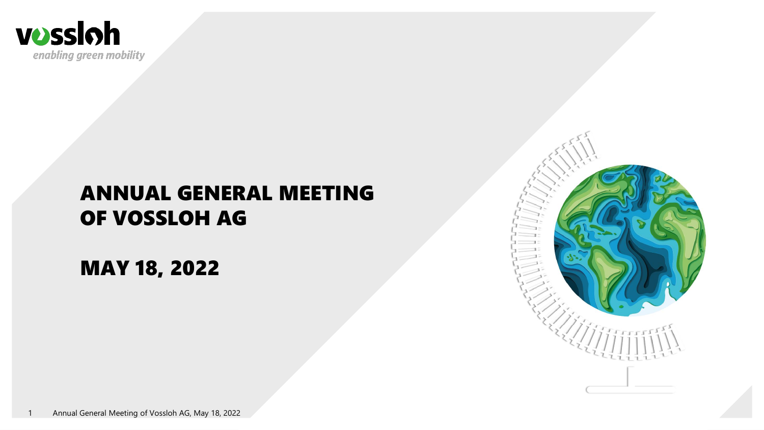vossloh

*enabling green mobility*

# ANNUAL GENERAL MEETING OF VOSSLOH AG

# MAY 18, 2022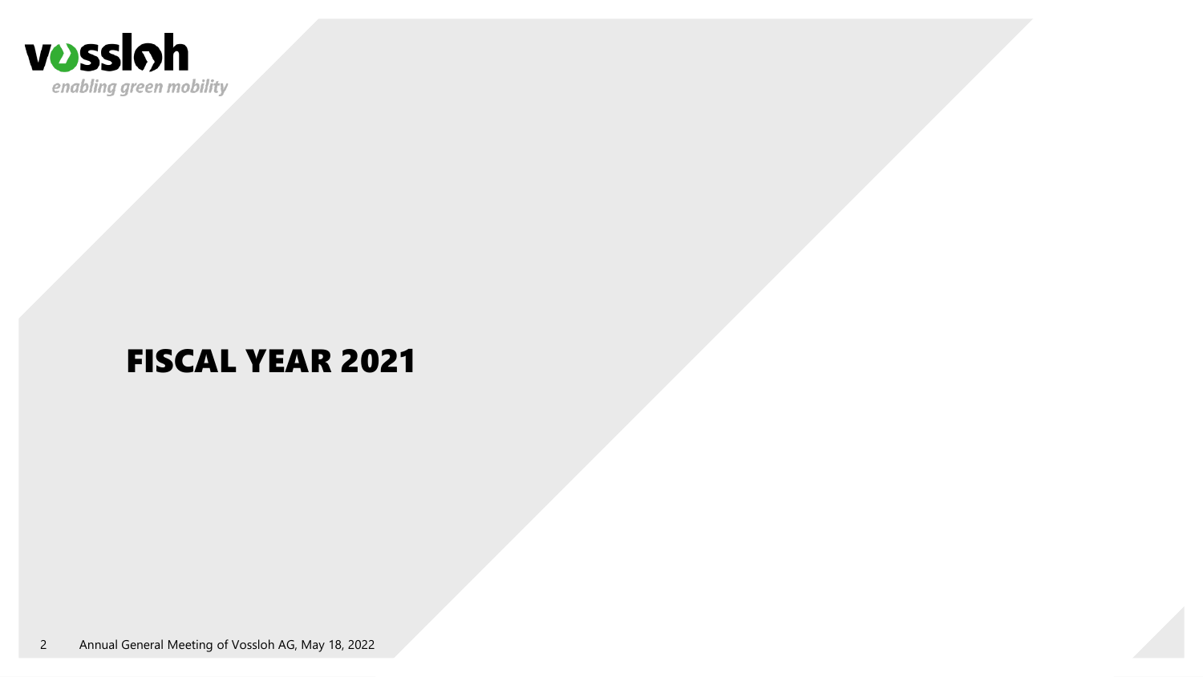# FISCAL YEAR 2021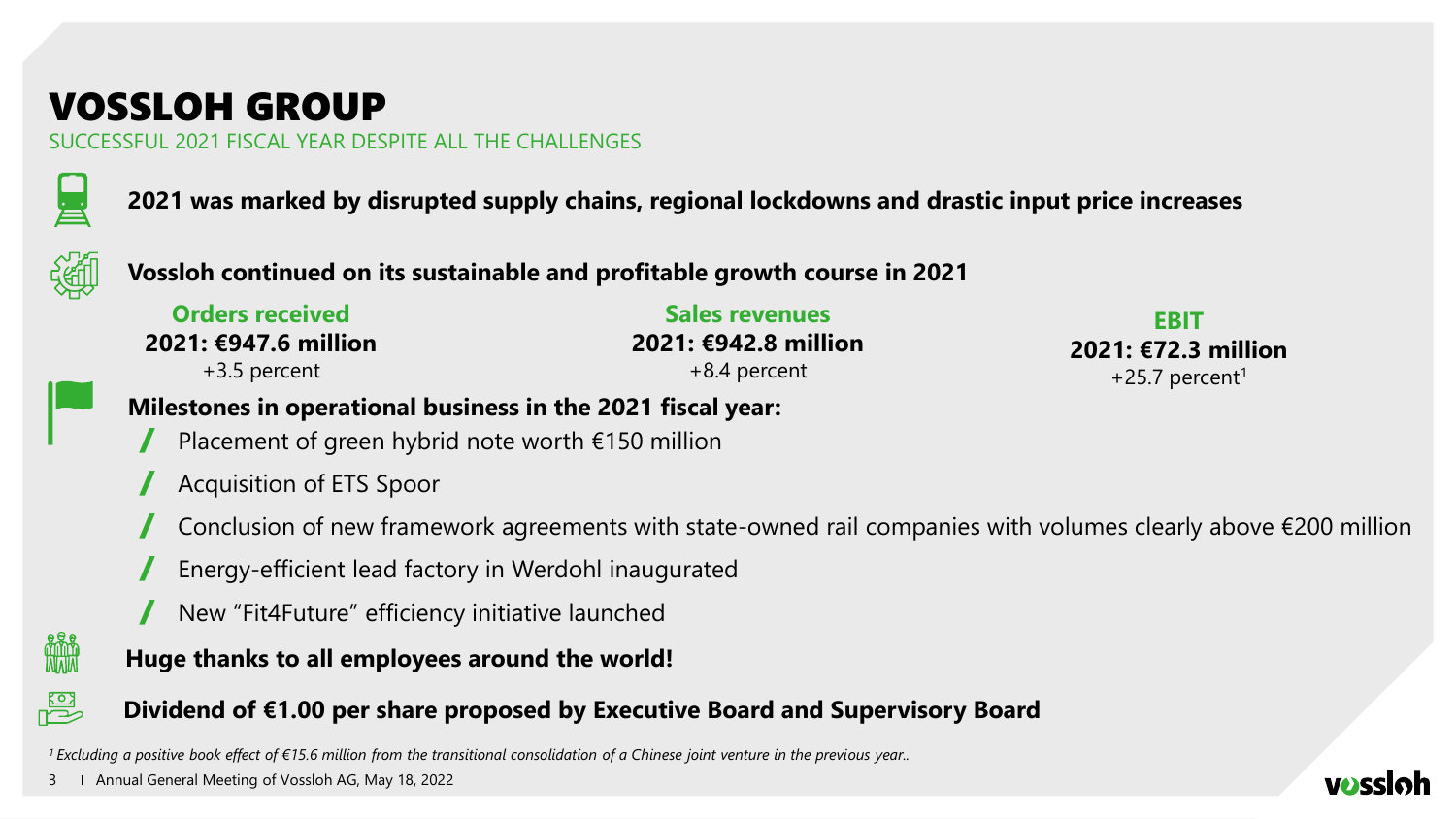# VOSSLOH GROUP

SUCCESSFUL 2021 FISCAL YEAR DESPITE ALL THE CHALLENGES

**2021 was marked by disrupted supply chains, regional lockdowns and drastic input price increases**

**Vossloh continued on its sustainable and profitable growth course in 2021**

| Orders received | Sales revenues | EBIT |
| --- | --- | --- |
| **2021: €947.6 million** | **2021: €942.8 million** | **2021: €72.3 million** |
| +3.5 percent | +8.4 percent | +25.7 percent[1] |

**Milestones in operational business in the 2021 fiscal year:**

- Placement of green hybrid note worth €150 million
- Acquisition of ETS Spoor
- Conclusion of new framework agreements with state-owned rail companies with volumes clearly above €200 million
- Energy-efficient lead factory in Werdohl inaugurated
- New "Fit4Future" efficiency initiative launched

**Huge thanks to all employees around the world!**

**Dividend of €1.00 per share proposed by Executive Board and Supervisory Board**

*[1] Excluding a positive book effect of €15.6 million from the transitional consolidation of a Chinese joint venture in the previous year..*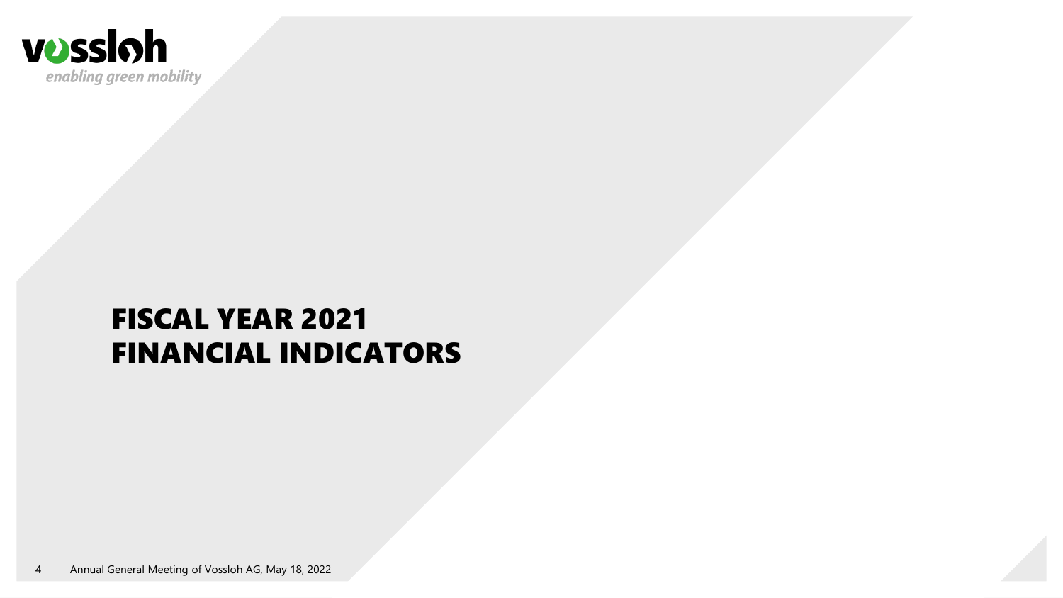# FISCAL YEAR 2021 FINANCIAL INDICATORS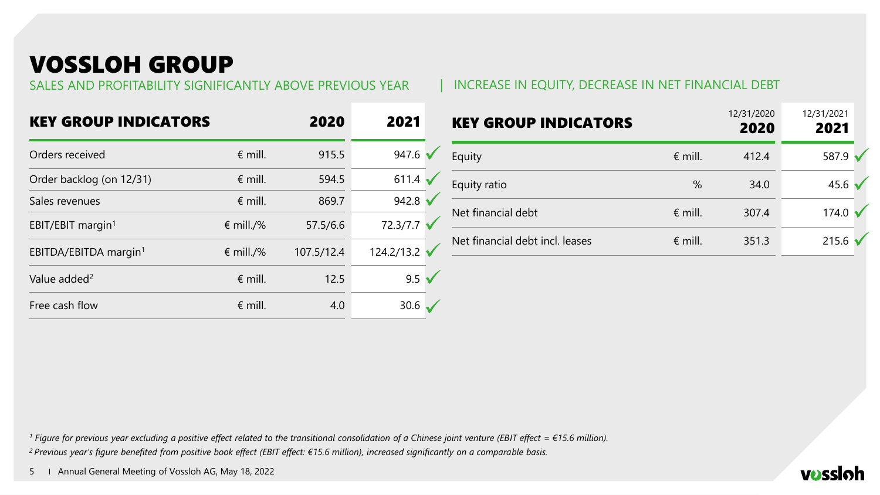# VOSSLOH GROUP

SALES AND PROFITABILITY SIGNIFICANTLY ABOVE PREVIOUS YEAR | INCREASE IN EQUITY, DECREASE IN NET FINANCIAL DEBT

| KEY GROUP INDICATORS | | 2020 | 2021 |
|---|---|---|---|
| Orders received | € mill. | 915.5 | 947.6 ✓ |
| Order backlog (on 12/31) | € mill. | 594.5 | 611.4 ✓ |
| Sales revenues | € mill. | 869.7 | 942.8 ✓ |
| EBIT/EBIT margin[1] | € mill./% | 57.5/6.6 | 72.3/7.7 ✓ |
| EBITDA/EBITDA margin[1] | € mill./% | 107.5/12.4 | 124.2/13.2 ✓ |
| Value added[2] | € mill. | 12.5 | 9.5 ✓ |
| Free cash flow | € mill. | 4.0 | 30.6 ✓ |

| KEY GROUP INDICATORS | | 12/31/2020 2020 | 12/31/2021 2021 |
|---|---|---|---|
| Equity | € mill. | 412.4 | 587.9 ✓ |
| Equity ratio | % | 34.0 | 45.6 ✓ |
| Net financial debt | € mill. | 307.4 | 174.0 ✓ |
| Net financial debt incl. leases | € mill. | 351.3 | 215.6 ✓ |

*[1] Figure for previous year excluding a positive effect related to the transitional consolidation of a Chinese joint venture (EBIT effect = €15.6 million).*

*[2] Previous year's figure benefited from positive book effect (EBIT effect: €15.6 million), increased significantly on a comparable basis.*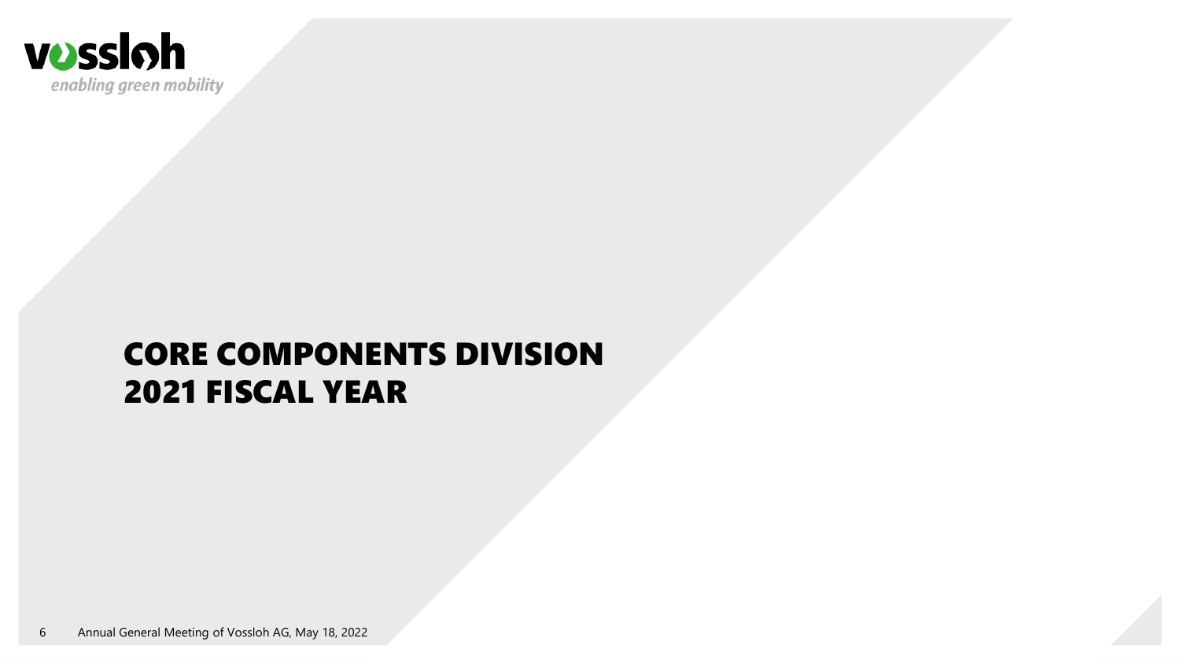# CORE COMPONENTS DIVISION 2021 FISCAL YEAR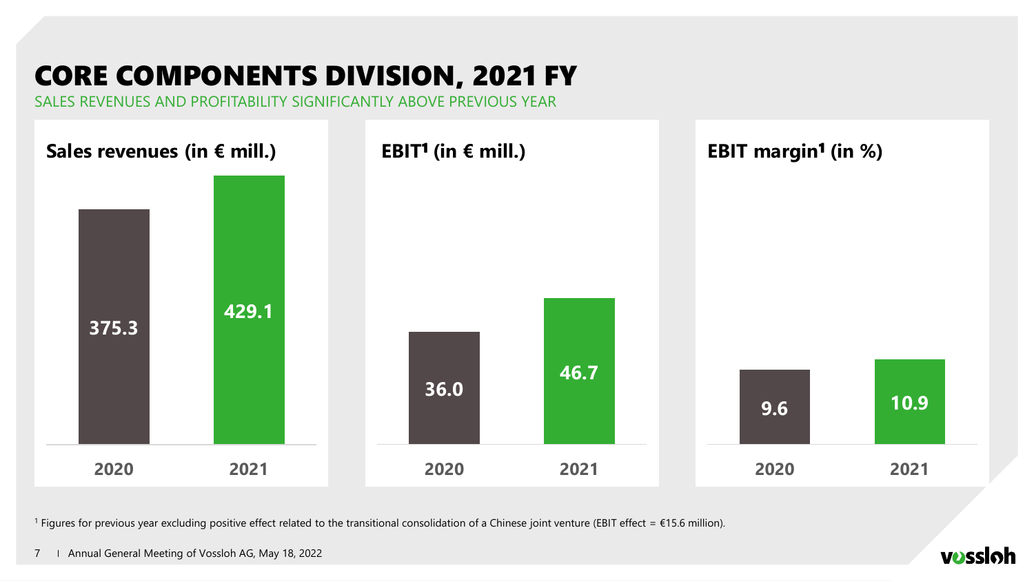# CORE COMPONENTS DIVISION, 2021 FY

SALES REVENUES AND PROFITABILITY SIGNIFICANTLY ABOVE PREVIOUS YEAR

**Sales revenues (in € mill.)**

| 2020 | 2021 |
|---|---|
| 375.3 | 429.1 |

**EBIT[1] (in € mill.)**

| 2020 | 2021 |
|---|---|
| 36.0 | 46.7 |

**EBIT margin[1] (in %)**

| 2020 | 2021 |
|---|---|
| 9.6 | 10.9 |

[1] Figures for previous year excluding positive effect related to the transitional consolidation of a Chinese joint venture (EBIT effect = €15.6 million).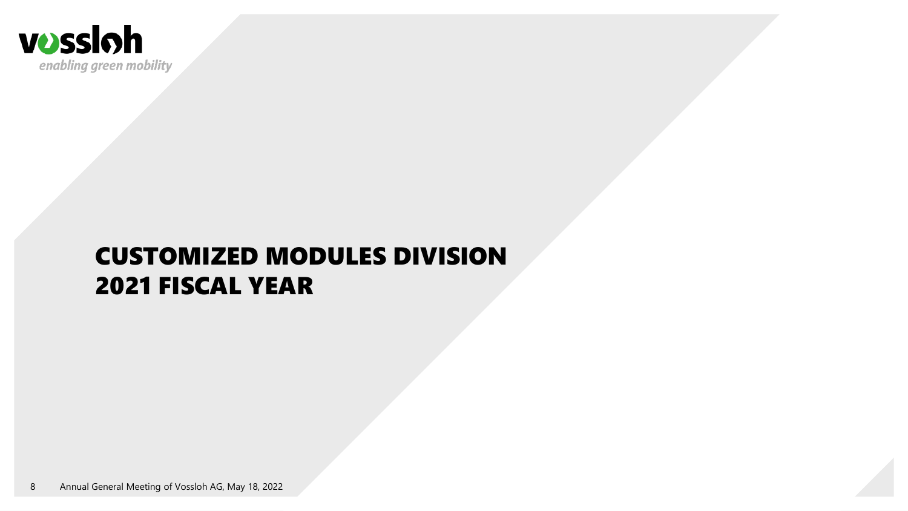# CUSTOMIZED MODULES DIVISION 2021 FISCAL YEAR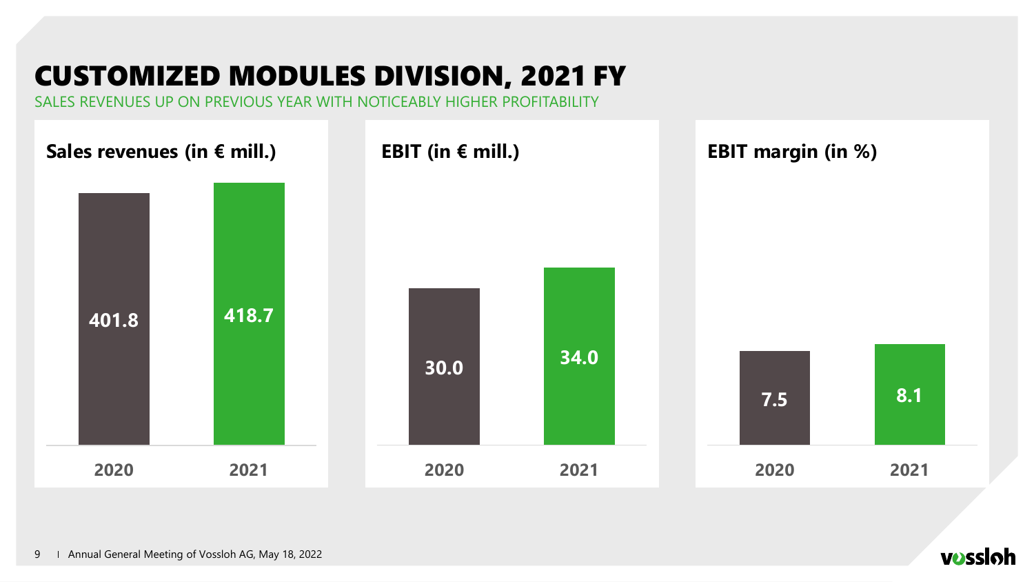# CUSTOMIZED MODULES DIVISION, 2021 FY

SALES REVENUES UP ON PREVIOUS YEAR WITH NOTICEABLY HIGHER PROFITABILITY

**Sales revenues (in € mill.)**

| 2020 | 2021 |
|---|---|
| 401.8 | 418.7 |

**EBIT (in € mill.)**

| 2020 | 2021 |
|---|---|
| 30.0 | 34.0 |

**EBIT margin (in %)**

| 2020 | 2021 |
|---|---|
| 7.5 | 8.1 |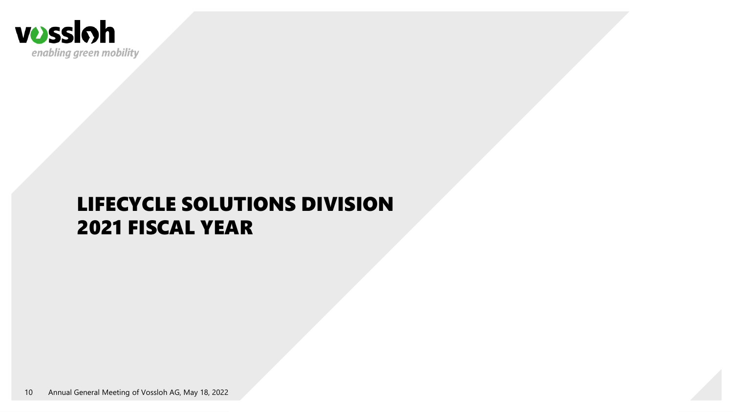# LIFECYCLE SOLUTIONS DIVISION
# 2021 FISCAL YEAR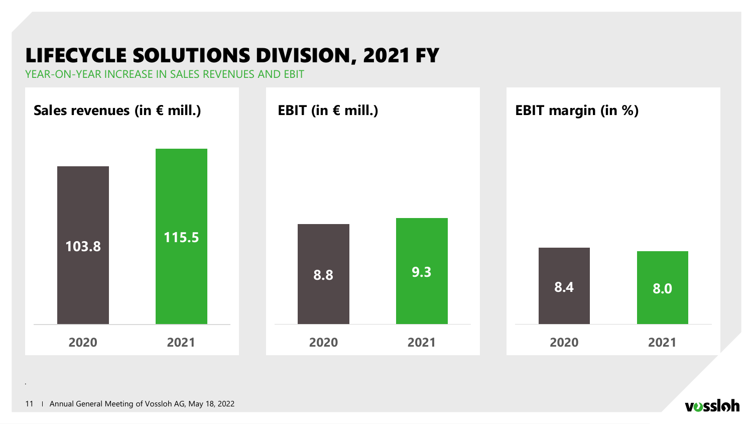# LIFECYCLE SOLUTIONS DIVISION, 2021 FY

YEAR-ON-YEAR INCREASE IN SALES REVENUES AND EBIT

**Sales revenues (in € mill.)**

| 2020 | 2021 |
|---|---|
| 103.8 | 115.5 |

**EBIT (in € mill.)**

| 2020 | 2021 |
|---|---|
| 8.8 | 9.3 |

**EBIT margin (in %)**

| 2020 | 2021 |
|---|---|
| 8.4 | 8.0 |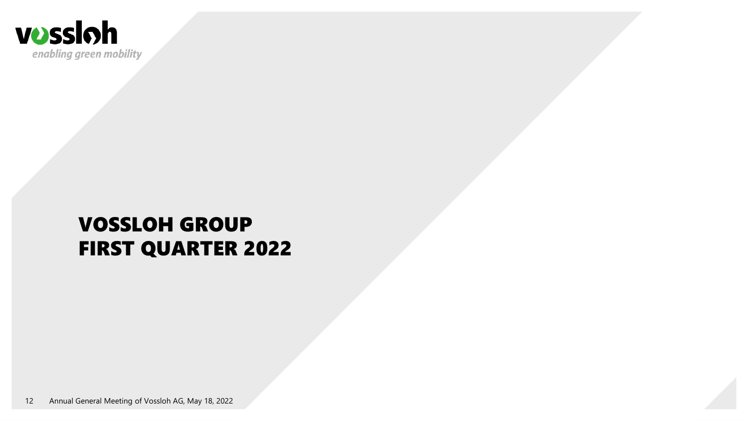# VOSSLOH GROUP
# FIRST QUARTER 2022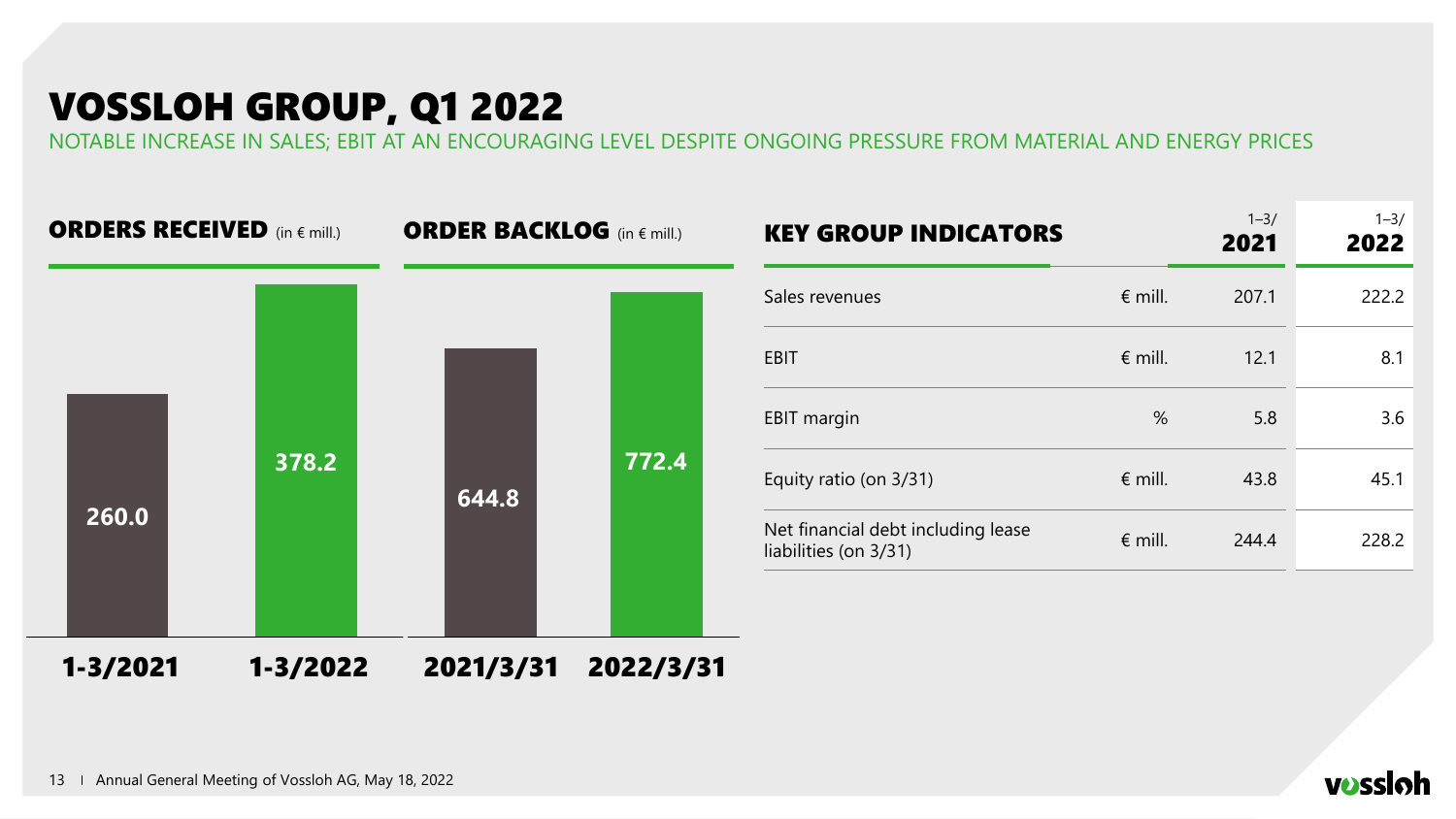# VOSSLOH GROUP, Q1 2022

NOTABLE INCREASE IN SALES; EBIT AT AN ENCOURAGING LEVEL DESPITE ONGOING PRESSURE FROM MATERIAL AND ENERGY PRICES

## ORDERS RECEIVED (in € mill.)

| 1-3/2021 | 1-3/2022 |
|---|---|
| 260.0 | 378.2 |

## ORDER BACKLOG (in € mill.)

| 2021/3/31 | 2022/3/31 |
|---|---|
| 644.8 | 772.4 |

## KEY GROUP INDICATORS

| | | 1–3/ 2021 | 1–3/ 2022 |
|---|---|---|---|
| Sales revenues | € mill. | 207.1 | 222.2 |
| EBIT | € mill. | 12.1 | 8.1 |
| EBIT margin | % | 5.8 | 3.6 |
| Equity ratio (on 3/31) | € mill. | 43.8 | 45.1 |
| Net financial debt including lease liabilities (on 3/31) | € mill. | 244.4 | 228.2 |

Annual General Meeting of Vossloh AG, May 18, 2022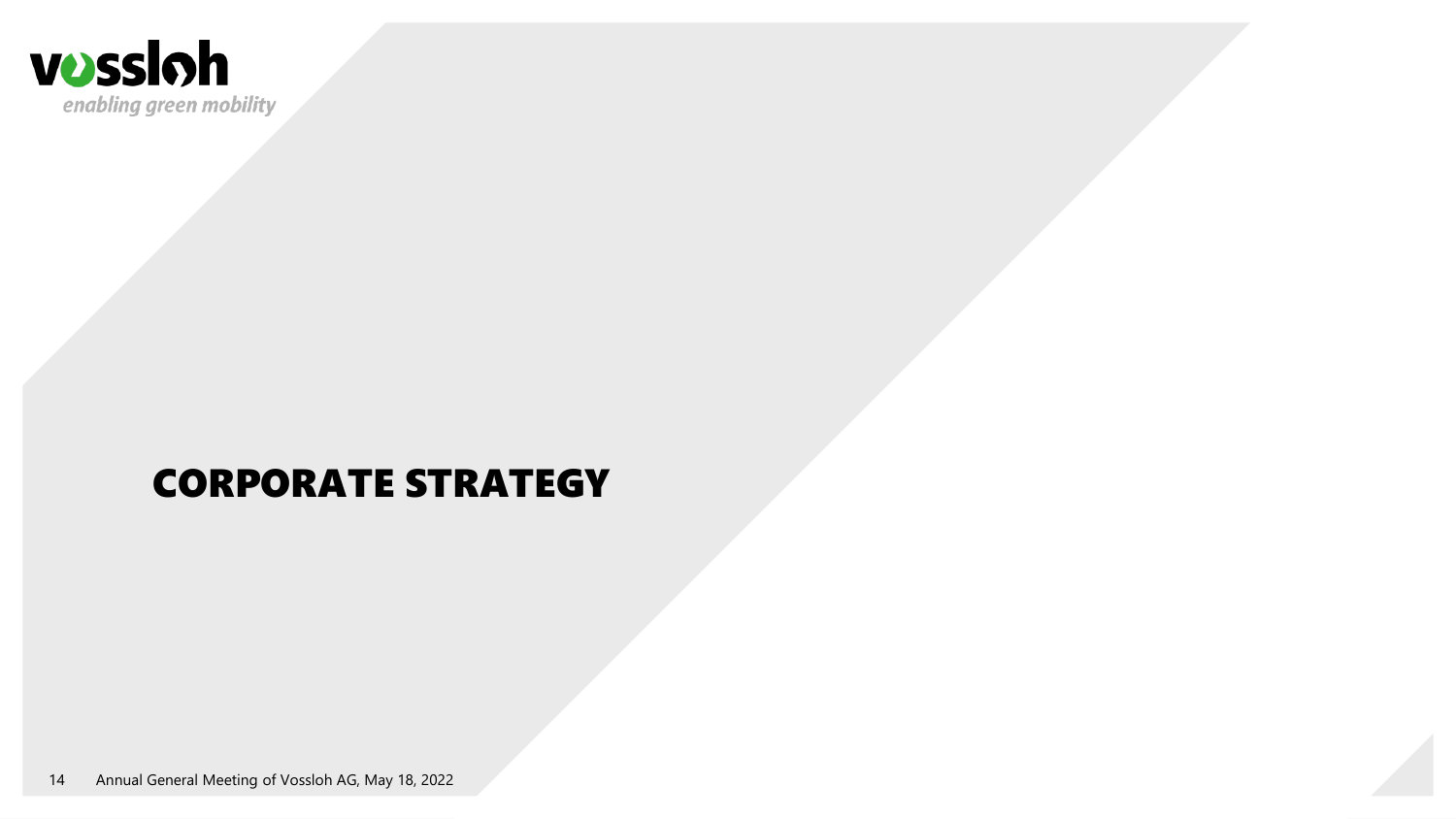# CORPORATE STRATEGY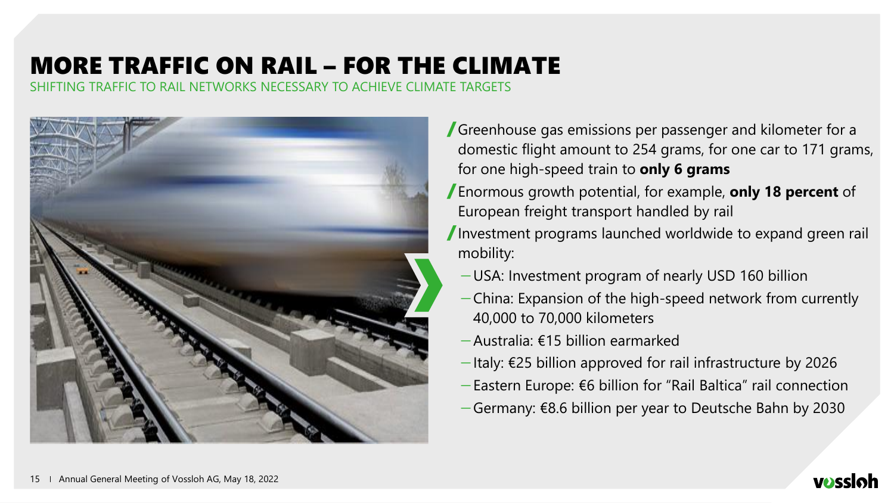# MORE TRAFFIC ON RAIL – FOR THE CLIMATE

SHIFTING TRAFFIC TO RAIL NETWORKS NECESSARY TO ACHIEVE CLIMATE TARGETS

- Greenhouse gas emissions per passenger and kilometer for a domestic flight amount to 254 grams, for one car to 171 grams, for one high-speed train to **only 6 grams**
- Enormous growth potential, for example, **only 18 percent** of European freight transport handled by rail
- Investment programs launched worldwide to expand green rail mobility:
  - USA: Investment program of nearly USD 160 billion
  - China: Expansion of the high-speed network from currently 40,000 to 70,000 kilometers
  - Australia: €15 billion earmarked
  - Italy: €25 billion approved for rail infrastructure by 2026
  - Eastern Europe: €6 billion for "Rail Baltica" rail connection
  - Germany: €8.6 billion per year to Deutsche Bahn by 2030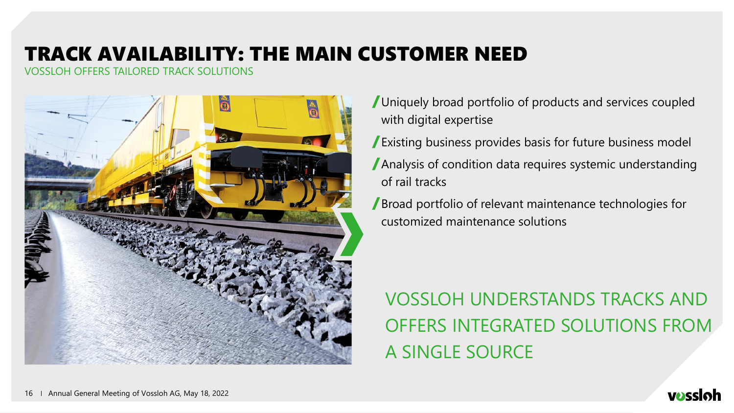# TRACK AVAILABILITY: THE MAIN CUSTOMER NEED

VOSSLOH OFFERS TAILORED TRACK SOLUTIONS

- Uniquely broad portfolio of products and services coupled with digital expertise
- Existing business provides basis for future business model
- Analysis of condition data requires systemic understanding of rail tracks
- Broad portfolio of relevant maintenance technologies for customized maintenance solutions

VOSSLOH UNDERSTANDS TRACKS AND OFFERS INTEGRATED SOLUTIONS FROM A SINGLE SOURCE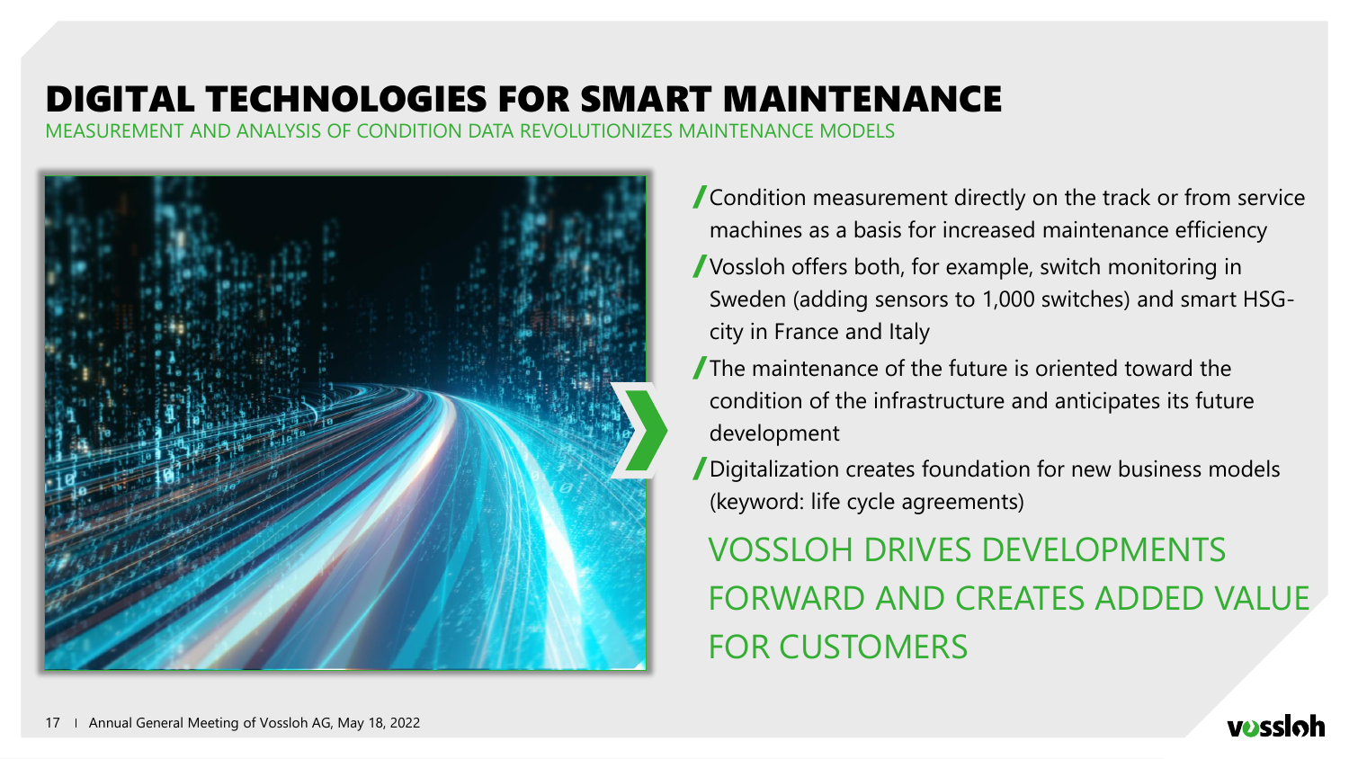# DIGITAL TECHNOLOGIES FOR SMART MAINTENANCE

MEASUREMENT AND ANALYSIS OF CONDITION DATA REVOLUTIONIZES MAINTENANCE MODELS

- Condition measurement directly on the track or from service machines as a basis for increased maintenance efficiency
- Vossloh offers both, for example, switch monitoring in Sweden (adding sensors to 1,000 switches) and smart HSG-city in France and Italy
- The maintenance of the future is oriented toward the condition of the infrastructure and anticipates its future development
- Digitalization creates foundation for new business models (keyword: life cycle agreements)

VOSSLOH DRIVES DEVELOPMENTS FORWARD AND CREATES ADDED VALUE FOR CUSTOMERS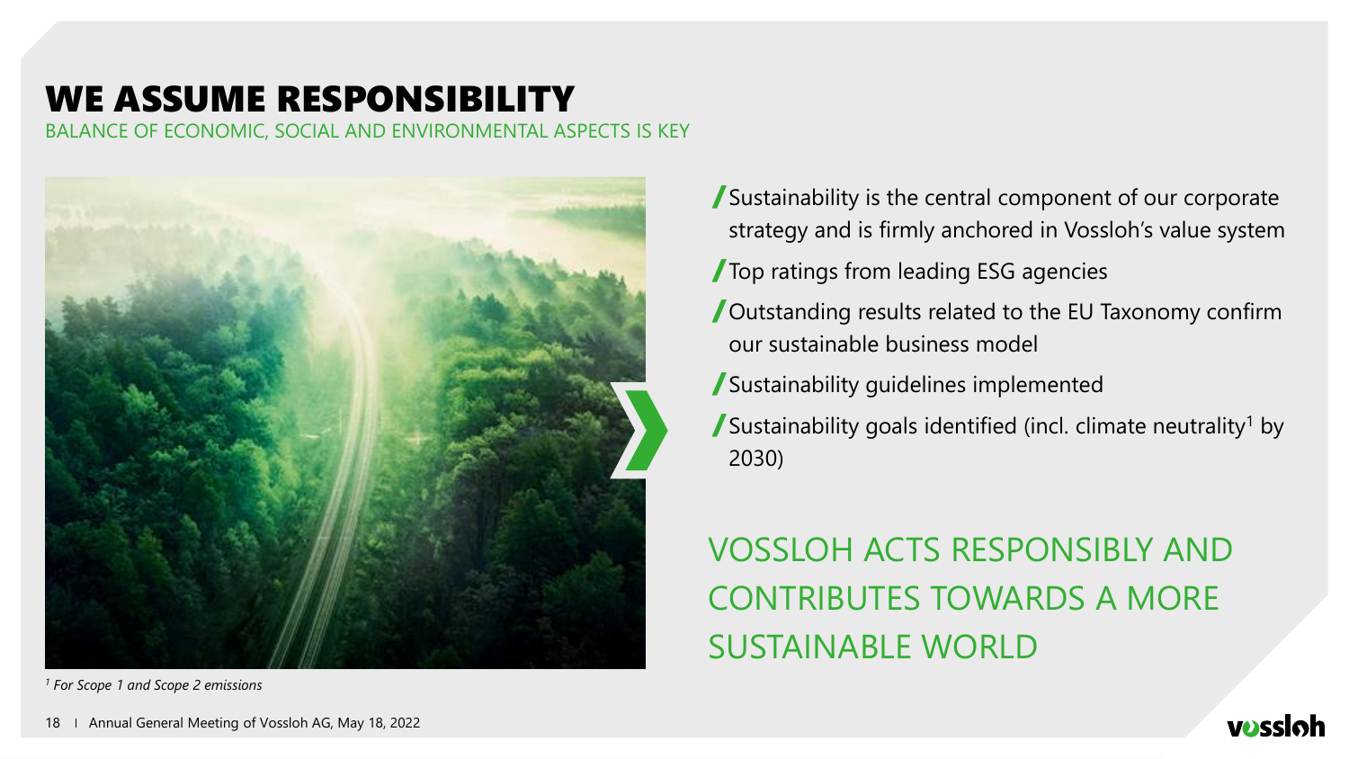# WE ASSUME RESPONSIBILITY

BALANCE OF ECONOMIC, SOCIAL AND ENVIRONMENTAL ASPECTS IS KEY

- Sustainability is the central component of our corporate strategy and is firmly anchored in Vossloh's value system
- Top ratings from leading ESG agencies
- Outstanding results related to the EU Taxonomy confirm our sustainable business model
- Sustainability guidelines implemented
- Sustainability goals identified (incl. climate neutrality[1] by 2030)

VOSSLOH ACTS RESPONSIBLY AND CONTRIBUTES TOWARDS A MORE SUSTAINABLE WORLD

*[1] For Scope 1 and Scope 2 emissions*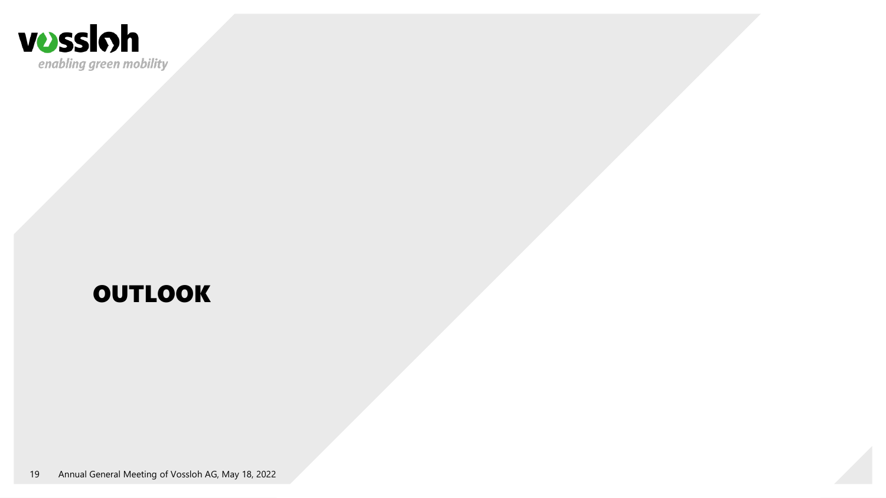# OUTLOOK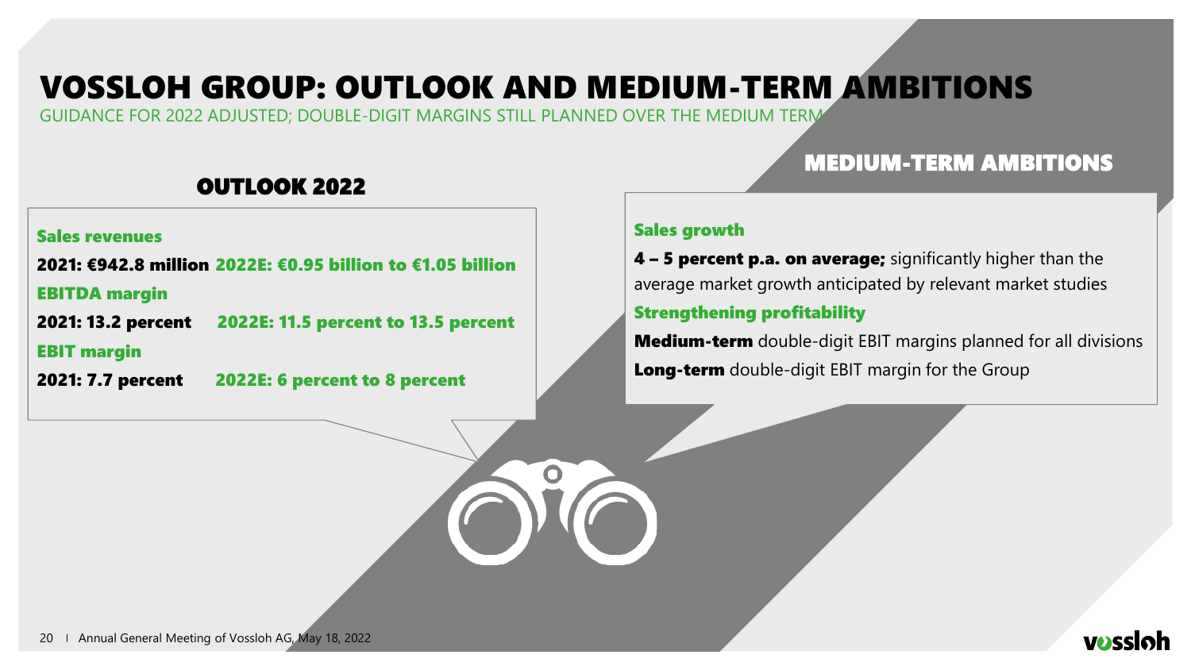# VOSSLOH GROUP: OUTLOOK AND MEDIUM-TERM AMBITIONS

GUIDANCE FOR 2022 ADJUSTED; DOUBLE-DIGIT MARGINS STILL PLANNED OVER THE MEDIUM TERM

## OUTLOOK 2022

**Sales revenues**

**2021: €942.8 million** **2022E: €0.95 billion to €1.05 billion**

**EBITDA margin**

**2021: 13.2 percent** **2022E: 11.5 percent to 13.5 percent**

**EBIT margin**

**2021: 7.7 percent** **2022E: 6 percent to 8 percent**

## MEDIUM-TERM AMBITIONS

**Sales growth**

**4 – 5 percent p.a. on average;** significantly higher than the average market growth anticipated by relevant market studies

**Strengthening profitability**

**Medium-term** double-digit EBIT margins planned for all divisions

**Long-term** double-digit EBIT margin for the Group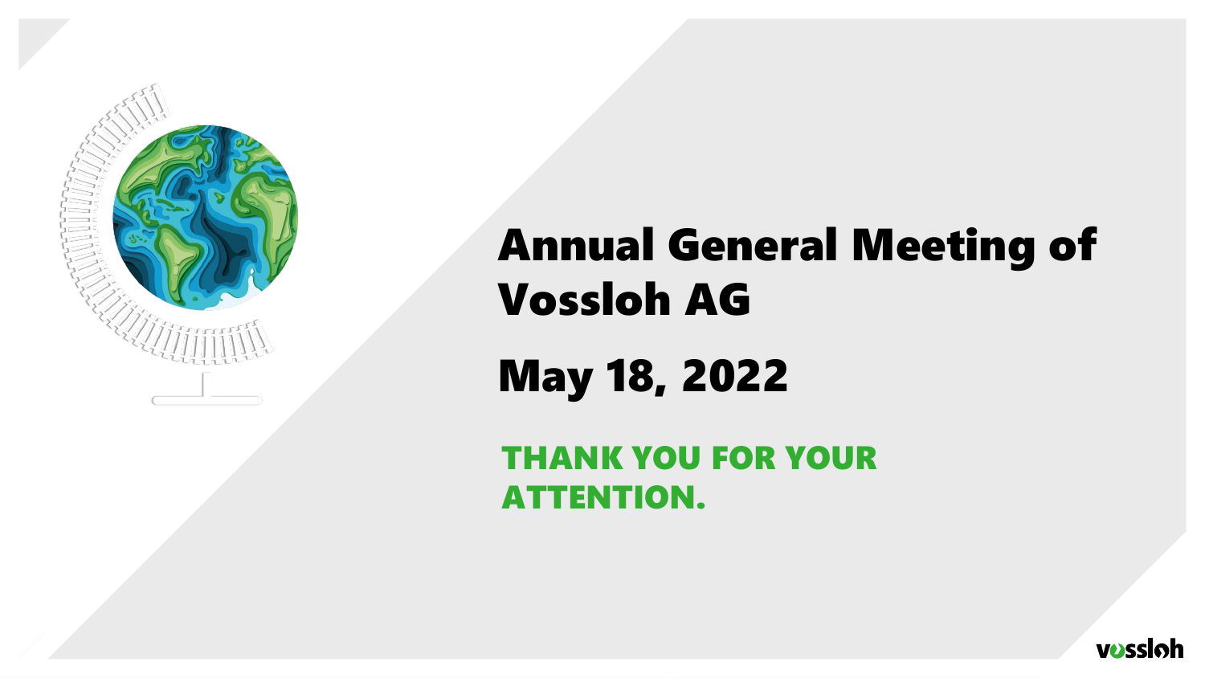# Annual General Meeting of Vossloh AG

# May 18, 2022

**THANK YOU FOR YOUR ATTENTION.**